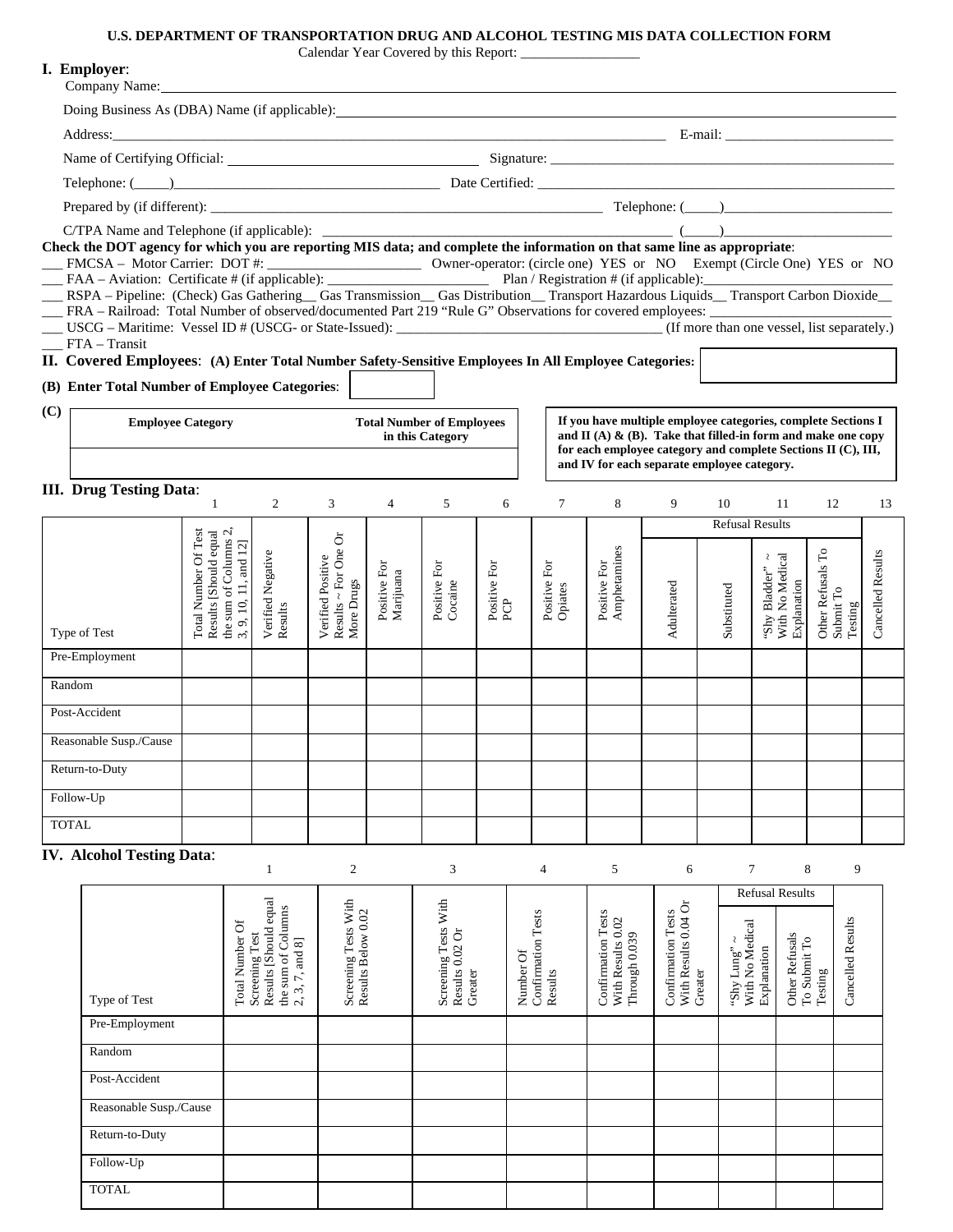# U.S. DEPARTMENT OF TRANSPORTATION DRUG AND ALCOHOL TESTING MIS DATA COLLECTION FORM

Calendar Year Covered by this Report: _________________

## I. Employer:

Company Name:

Doing Business As (DBA) Name (if applicable):

Address: E-mail: ________________________

Name of Certifying Official: Signature: ________________________

Telephone: (_____)________________________ Date Certified: ________________________

Prepared by (if different): ________________________ Telephone: (_____)________________________

C/TPA Name and Telephone (if applicable): ________________________ (_____)________________________

**Check the DOT agency for which you are reporting MIS data; and complete the information on that same line as appropriate**:

___ FMCSA – Motor Carrier: DOT #: ________________________ Owner-operator: (circle one) YES or NO Exempt (Circle One) YES or NO

___ FAA – Aviation: Certificate # (if applicable): ________________________ Plan / Registration # (if applicable):________________________

___ RSPA – Pipeline: (Check) Gas Gathering__ Gas Transmission__ Gas Distribution__ Transport Hazardous Liquids__ Transport Carbon Dioxide__

___ FRA – Railroad: Total Number of observed/documented Part 219 "Rule G" Observations for covered employees: ________________________

___ USCG – Maritime: Vessel ID # (USCG- or State-Issued): ________________________ (If more than one vessel, list separately.)

___ FTA – Transit

## II. Covered Employees: (A) Enter Total Number Safety-Sensitive Employees In All Employee Categories:

**(B) Enter Total Number of Employee Categories**:

**(C)**

| Employee Category | Total Number of Employees in this Category |
|---|---|
| | |

**If you have multiple employee categories, complete Sections I and II (A) & (B). Take that filled-in form and make one copy for each employee category and complete Sections II (C), III, and IV for each separate employee category.**

## III. Drug Testing Data:

| | 1 | 2 | 3 | 4 | 5 | 6 | 7 | 8 | 9 | 10 | 11 | 12 | 13 |
|---|---|---|---|---|---|---|---|---|---|---|---|---|---|
| | | | | | | | | | Refusal Results | | | | |
| Type of Test | Total Number Of Test Results [Should equal the sum of Columns 2, 3, 9, 10, 11, and 12] | Verified Negative Results | Verified Positive Results ~ For One Or More Drugs | Positive For Marijuana | Positive For Cocaine | Positive For PCP | Positive For Opiates | Positive For Amphetamines | Adulterated | Substituted | "Shy Bladder" ~ With No Medical Explanation | Other Refusals To Submit To Testing | Cancelled Results |
| Pre-Employment | | | | | | | | | | | | | |
| Random | | | | | | | | | | | | | |
| Post-Accident | | | | | | | | | | | | | |
| Reasonable Susp./Cause | | | | | | | | | | | | | |
| Return-to-Duty | | | | | | | | | | | | | |
| Follow-Up | | | | | | | | | | | | | |
| TOTAL | | | | | | | | | | | | | |

## IV. Alcohol Testing Data:

| | 1 | 2 | 3 | 4 | 5 | 6 | 7 | 8 | 9 |
|---|---|---|---|---|---|---|---|---|---|
| | | | | | | | Refusal Results | | |
| Type of Test | Total Number Of Screening Test Results [Should equal the sum of Columns 2, 3, 7, and 8] | Screening Tests With Results Below 0.02 | Screening Tests With Results 0.02 Or Greater | Number Of Confirmation Tests Results | Confirmation Tests With Results 0.02 Through 0.039 | Confirmation Tests With Results 0.04 Or Greater | "Shy Lung" ~ With No Medical Explanation | Other Refusals To Submit To Testing | Cancelled Results |
| Pre-Employment | | | | | | | | | |
| Random | | | | | | | | | |
| Post-Accident | | | | | | | | | |
| Reasonable Susp./Cause | | | | | | | | | |
| Return-to-Duty | | | | | | | | | |
| Follow-Up | | | | | | | | | |
| TOTAL | | | | | | | | | |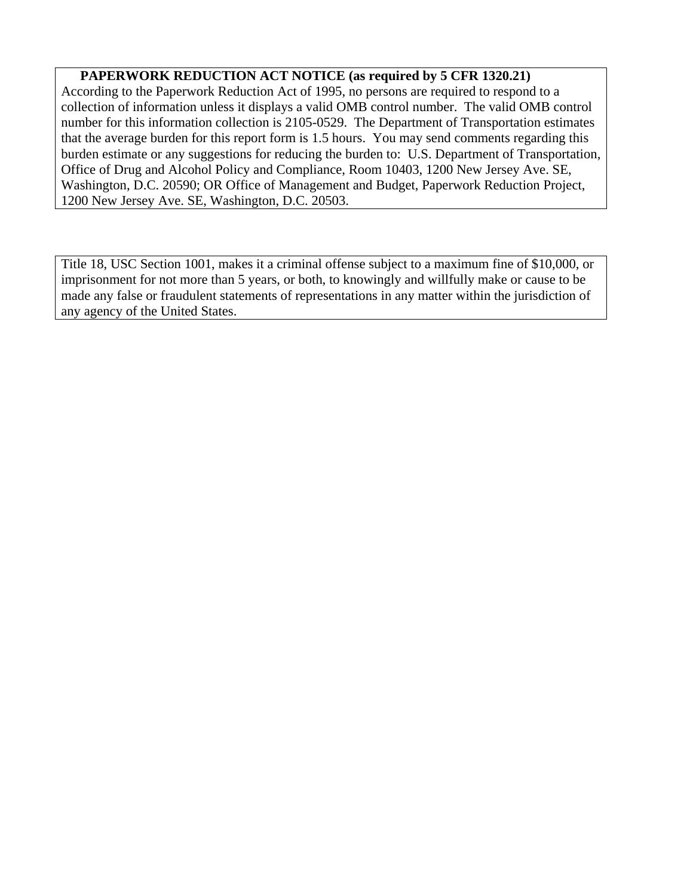**PAPERWORK REDUCTION ACT NOTICE (as required by 5 CFR 1320.21)**

According to the Paperwork Reduction Act of 1995, no persons are required to respond to a collection of information unless it displays a valid OMB control number. The valid OMB control number for this information collection is 2105-0529. The Department of Transportation estimates that the average burden for this report form is 1.5 hours. You may send comments regarding this burden estimate or any suggestions for reducing the burden to: U.S. Department of Transportation, Office of Drug and Alcohol Policy and Compliance, Room 10403, 1200 New Jersey Ave. SE, Washington, D.C. 20590; OR Office of Management and Budget, Paperwork Reduction Project, 1200 New Jersey Ave. SE, Washington, D.C. 20503.

Title 18, USC Section 1001, makes it a criminal offense subject to a maximum fine of $10,000, or imprisonment for not more than 5 years, or both, to knowingly and willfully make or cause to be made any false or fraudulent statements of representations in any matter within the jurisdiction of any agency of the United States.